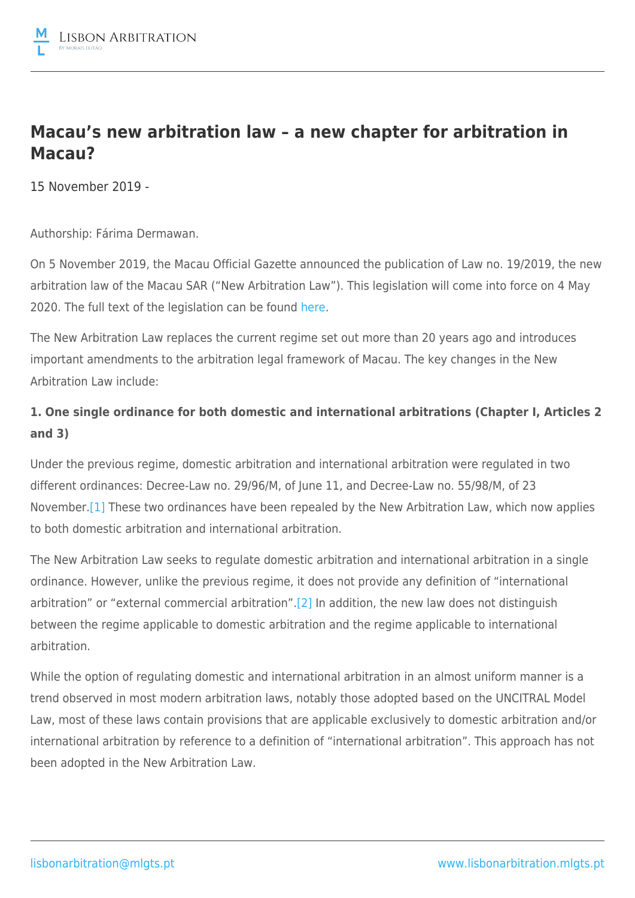# Macau's new arbitration law – a new chapter for arbitration in Macau?

15 November 2019 -

Authorship: Fárima Dermawan.

On 5 November 2019, the Macau Official Gazette announced the publication of Law no. 19/2019, the new arbitration law of the Macau SAR ("New Arbitration Law"). This legislation will come into force on 4 May 2020. The full text of the legislation can be found here.

The New Arbitration Law replaces the current regime set out more than 20 years ago and introduces important amendments to the arbitration legal framework of Macau. The key changes in the New Arbitration Law include:

**1. One single ordinance for both domestic and international arbitrations (Chapter I, Articles 2 and 3)**

Under the previous regime, domestic arbitration and international arbitration were regulated in two different ordinances: Decree-Law no. 29/96/M, of June 11, and Decree-Law no. 55/98/M, of 23 November.[1] These two ordinances have been repealed by the New Arbitration Law, which now applies to both domestic arbitration and international arbitration.

The New Arbitration Law seeks to regulate domestic arbitration and international arbitration in a single ordinance. However, unlike the previous regime, it does not provide any definition of "international arbitration" or "external commercial arbitration".[2] In addition, the new law does not distinguish between the regime applicable to domestic arbitration and the regime applicable to international arbitration.

While the option of regulating domestic and international arbitration in an almost uniform manner is a trend observed in most modern arbitration laws, notably those adopted based on the UNCITRAL Model Law, most of these laws contain provisions that are applicable exclusively to domestic arbitration and/or international arbitration by reference to a definition of "international arbitration". This approach has not been adopted in the New Arbitration Law.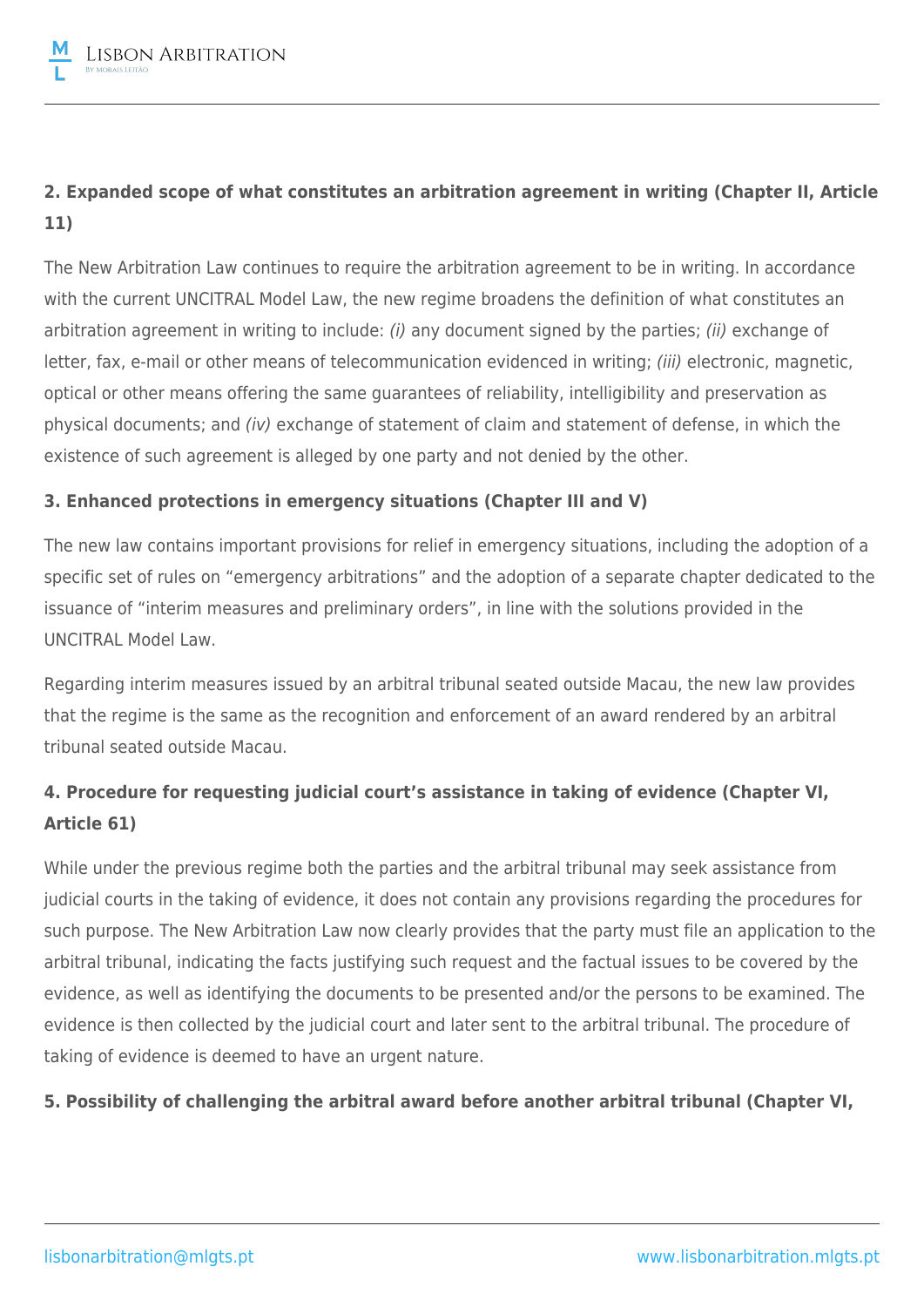**2. Expanded scope of what constitutes an arbitration agreement in writing (Chapter II, Article 11)**

The New Arbitration Law continues to require the arbitration agreement to be in writing. In accordance with the current UNCITRAL Model Law, the new regime broadens the definition of what constitutes an arbitration agreement in writing to include: *(i)* any document signed by the parties; *(ii)* exchange of letter, fax, e-mail or other means of telecommunication evidenced in writing; *(iii)* electronic, magnetic, optical or other means offering the same guarantees of reliability, intelligibility and preservation as physical documents; and *(iv)* exchange of statement of claim and statement of defense, in which the existence of such agreement is alleged by one party and not denied by the other.

**3. Enhanced protections in emergency situations (Chapter III and V)**

The new law contains important provisions for relief in emergency situations, including the adoption of a specific set of rules on "emergency arbitrations" and the adoption of a separate chapter dedicated to the issuance of "interim measures and preliminary orders", in line with the solutions provided in the UNCITRAL Model Law.

Regarding interim measures issued by an arbitral tribunal seated outside Macau, the new law provides that the regime is the same as the recognition and enforcement of an award rendered by an arbitral tribunal seated outside Macau.

**4. Procedure for requesting judicial court's assistance in taking of evidence (Chapter VI, Article 61)**

While under the previous regime both the parties and the arbitral tribunal may seek assistance from judicial courts in the taking of evidence, it does not contain any provisions regarding the procedures for such purpose. The New Arbitration Law now clearly provides that the party must file an application to the arbitral tribunal, indicating the facts justifying such request and the factual issues to be covered by the evidence, as well as identifying the documents to be presented and/or the persons to be examined. The evidence is then collected by the judicial court and later sent to the arbitral tribunal. The procedure of taking of evidence is deemed to have an urgent nature.

**5. Possibility of challenging the arbitral award before another arbitral tribunal (Chapter VI,**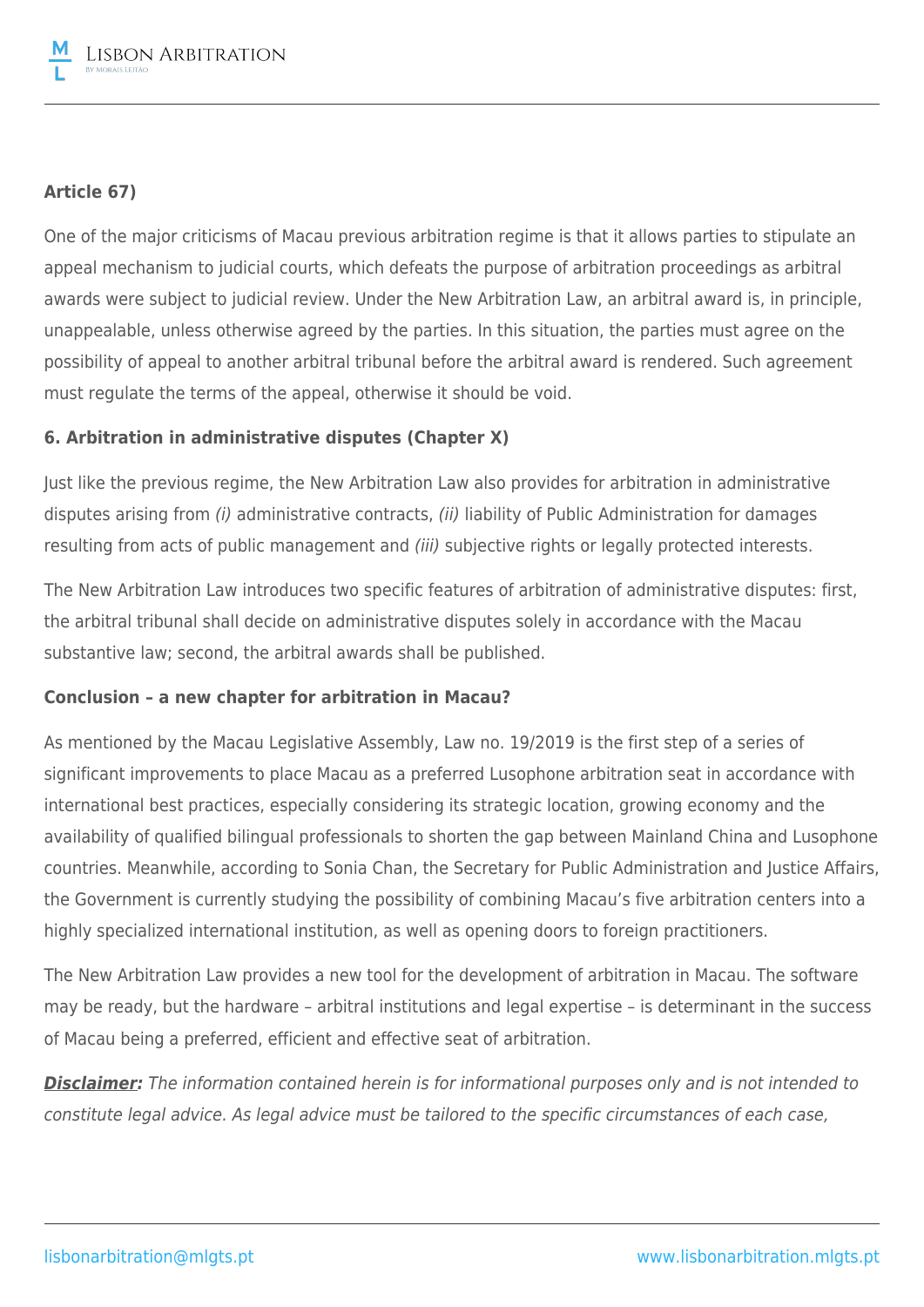**Article 67)**

One of the major criticisms of Macau previous arbitration regime is that it allows parties to stipulate an appeal mechanism to judicial courts, which defeats the purpose of arbitration proceedings as arbitral awards were subject to judicial review. Under the New Arbitration Law, an arbitral award is, in principle, unappealable, unless otherwise agreed by the parties. In this situation, the parties must agree on the possibility of appeal to another arbitral tribunal before the arbitral award is rendered. Such agreement must regulate the terms of the appeal, otherwise it should be void.

**6. Arbitration in administrative disputes (Chapter X)**

Just like the previous regime, the New Arbitration Law also provides for arbitration in administrative disputes arising from *(i)* administrative contracts, *(ii)* liability of Public Administration for damages resulting from acts of public management and *(iii)* subjective rights or legally protected interests.

The New Arbitration Law introduces two specific features of arbitration of administrative disputes: first, the arbitral tribunal shall decide on administrative disputes solely in accordance with the Macau substantive law; second, the arbitral awards shall be published.

**Conclusion – a new chapter for arbitration in Macau?**

As mentioned by the Macau Legislative Assembly, Law no. 19/2019 is the first step of a series of significant improvements to place Macau as a preferred Lusophone arbitration seat in accordance with international best practices, especially considering its strategic location, growing economy and the availability of qualified bilingual professionals to shorten the gap between Mainland China and Lusophone countries. Meanwhile, according to Sonia Chan, the Secretary for Public Administration and Justice Affairs, the Government is currently studying the possibility of combining Macau's five arbitration centers into a highly specialized international institution, as well as opening doors to foreign practitioners.

The New Arbitration Law provides a new tool for the development of arbitration in Macau. The software may be ready, but the hardware – arbitral institutions and legal expertise – is determinant in the success of Macau being a preferred, efficient and effective seat of arbitration.

***Disclaimer:*** *The information contained herein is for informational purposes only and is not intended to constitute legal advice. As legal advice must be tailored to the specific circumstances of each case,*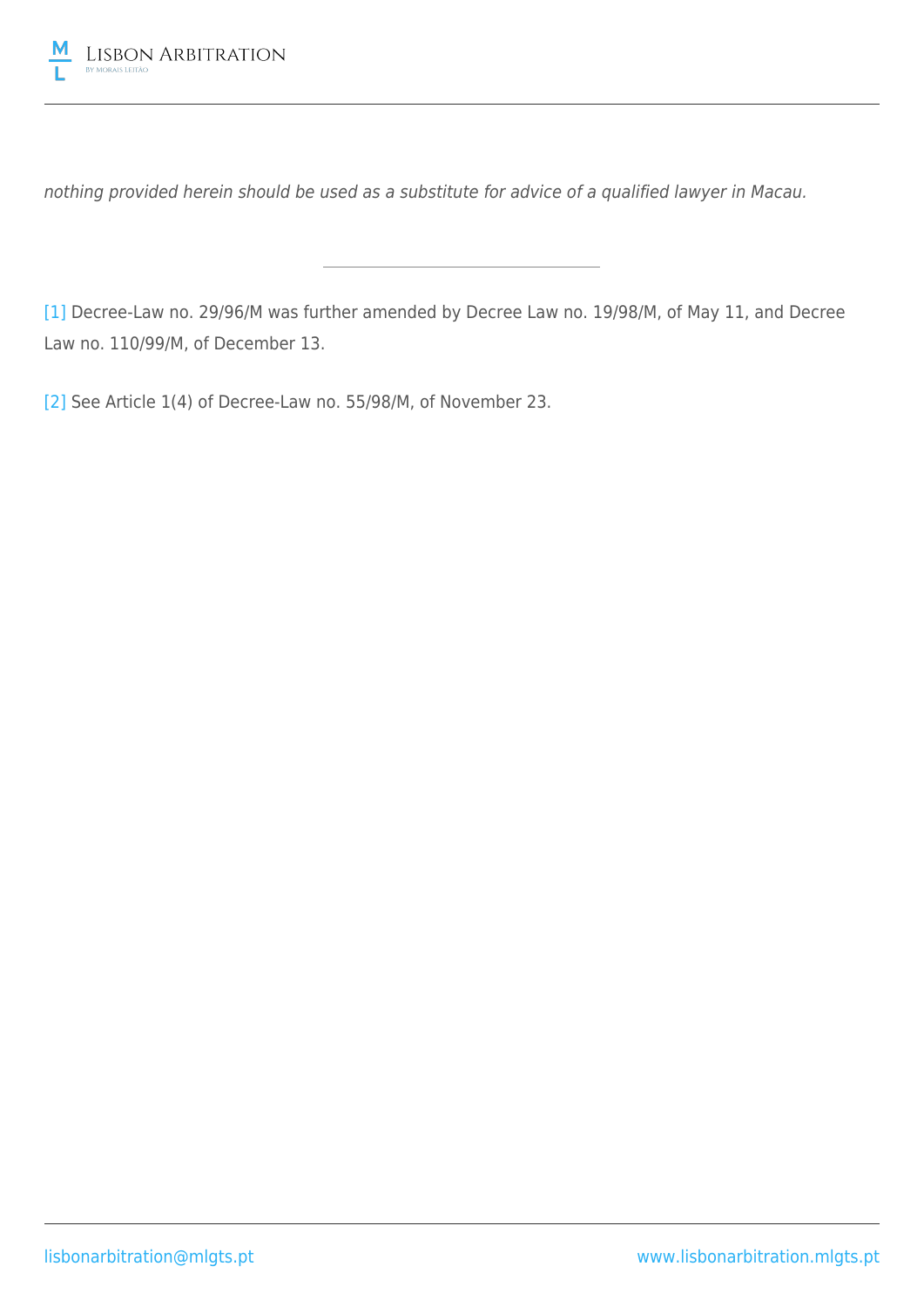*nothing provided herein should be used as a substitute for advice of a qualified lawyer in Macau.*

---

[1] Decree-Law no. 29/96/M was further amended by Decree Law no. 19/98/M, of May 11, and Decree Law no. 110/99/M, of December 13.

[2] See Article 1(4) of Decree-Law no. 55/98/M, of November 23.